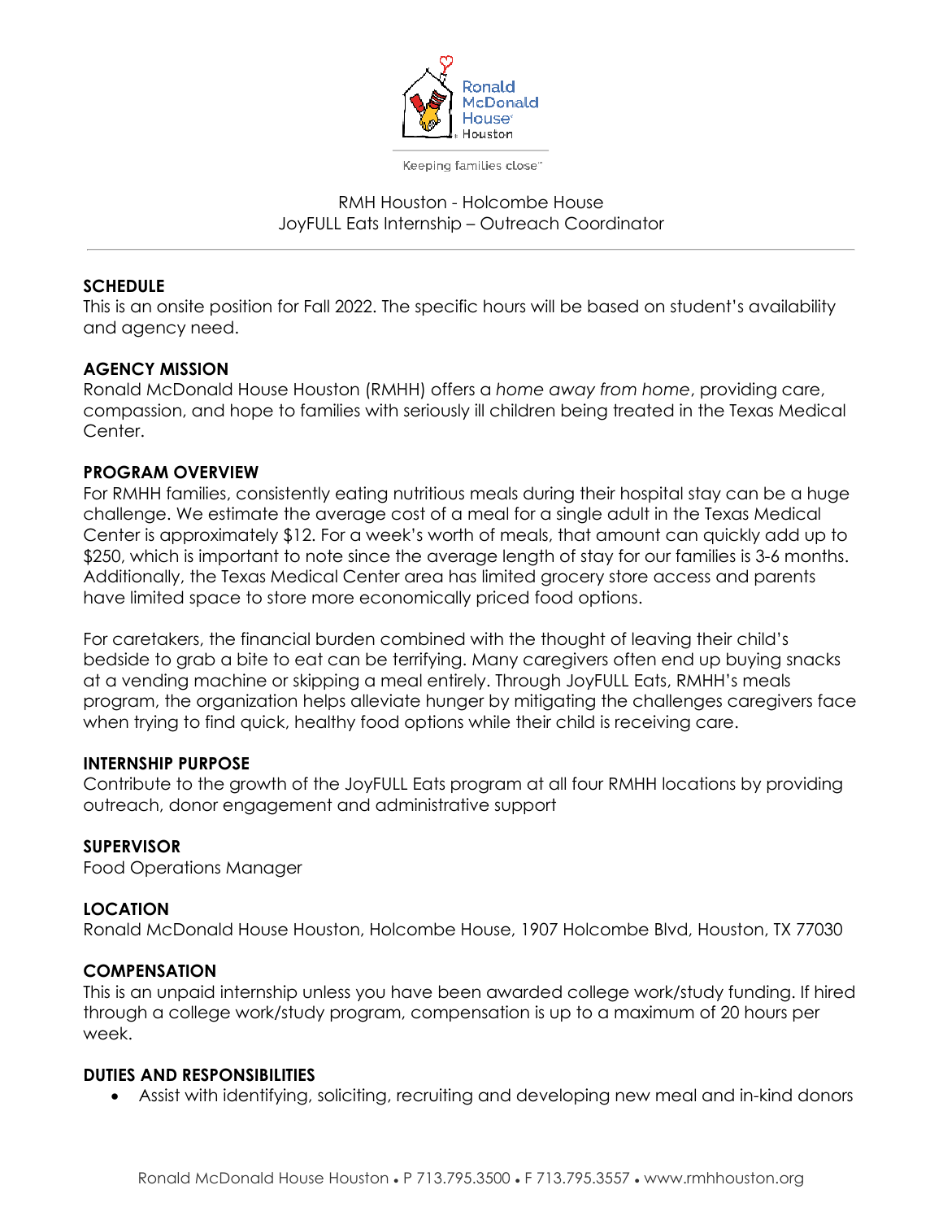Ronald McDonald House Houston

Keeping families close™

RMH Houston - Holcombe House
JoyFULL Eats Internship – Outreach Coordinator

---

**SCHEDULE**

This is an onsite position for Fall 2022. The specific hours will be based on student's availability and agency need.

**AGENCY MISSION**

Ronald McDonald House Houston (RMHH) offers a *home away from home*, providing care, compassion, and hope to families with seriously ill children being treated in the Texas Medical Center.

**PROGRAM OVERVIEW**

For RMHH families, consistently eating nutritious meals during their hospital stay can be a huge challenge. We estimate the average cost of a meal for a single adult in the Texas Medical Center is approximately $12. For a week's worth of meals, that amount can quickly add up to $250, which is important to note since the average length of stay for our families is 3-6 months. Additionally, the Texas Medical Center area has limited grocery store access and parents have limited space to store more economically priced food options.

For caretakers, the financial burden combined with the thought of leaving their child's bedside to grab a bite to eat can be terrifying. Many caregivers often end up buying snacks at a vending machine or skipping a meal entirely. Through JoyFULL Eats, RMHH's meals program, the organization helps alleviate hunger by mitigating the challenges caregivers face when trying to find quick, healthy food options while their child is receiving care.

**INTERNSHIP PURPOSE**

Contribute to the growth of the JoyFULL Eats program at all four RMHH locations by providing outreach, donor engagement and administrative support

**SUPERVISOR**

Food Operations Manager

**LOCATION**

Ronald McDonald House Houston, Holcombe House, 1907 Holcombe Blvd, Houston, TX 77030

**COMPENSATION**

This is an unpaid internship unless you have been awarded college work/study funding. If hired through a college work/study program, compensation is up to a maximum of 20 hours per week.

**DUTIES AND RESPONSIBILITIES**

- Assist with identifying, soliciting, recruiting and developing new meal and in-kind donors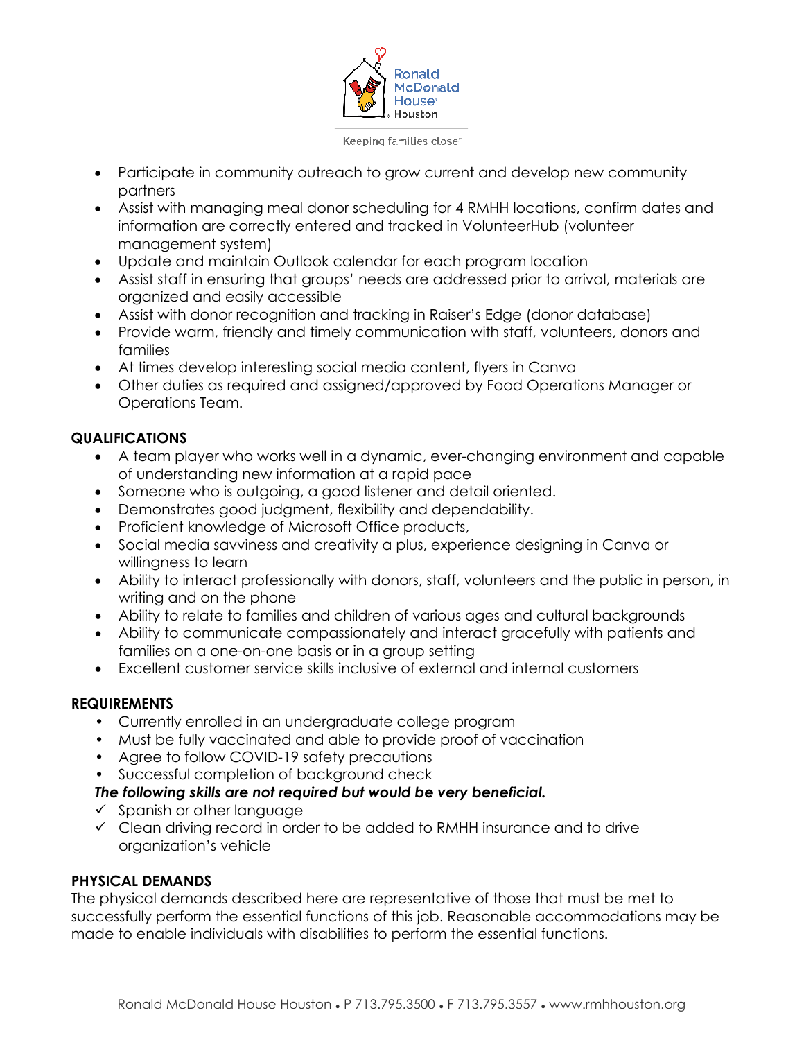- Participate in community outreach to grow current and develop new community partners
- Assist with managing meal donor scheduling for 4 RMHH locations, confirm dates and information are correctly entered and tracked in VolunteerHub (volunteer management system)
- Update and maintain Outlook calendar for each program location
- Assist staff in ensuring that groups' needs are addressed prior to arrival, materials are organized and easily accessible
- Assist with donor recognition and tracking in Raiser's Edge (donor database)
- Provide warm, friendly and timely communication with staff, volunteers, donors and families
- At times develop interesting social media content, flyers in Canva
- Other duties as required and assigned/approved by Food Operations Manager or Operations Team.

**QUALIFICATIONS**

- A team player who works well in a dynamic, ever-changing environment and capable of understanding new information at a rapid pace
- Someone who is outgoing, a good listener and detail oriented.
- Demonstrates good judgment, flexibility and dependability.
- Proficient knowledge of Microsoft Office products,
- Social media savviness and creativity a plus, experience designing in Canva or willingness to learn
- Ability to interact professionally with donors, staff, volunteers and the public in person, in writing and on the phone
- Ability to relate to families and children of various ages and cultural backgrounds
- Ability to communicate compassionately and interact gracefully with patients and families on a one-on-one basis or in a group setting
- Excellent customer service skills inclusive of external and internal customers

**REQUIREMENTS**

- Currently enrolled in an undergraduate college program
- Must be fully vaccinated and able to provide proof of vaccination
- Agree to follow COVID-19 safety precautions
- Successful completion of background check

***The following skills are not required but would be very beneficial.***

- ✓ Spanish or other language
- ✓ Clean driving record in order to be added to RMHH insurance and to drive organization's vehicle

**PHYSICAL DEMANDS**

The physical demands described here are representative of those that must be met to successfully perform the essential functions of this job. Reasonable accommodations may be made to enable individuals with disabilities to perform the essential functions.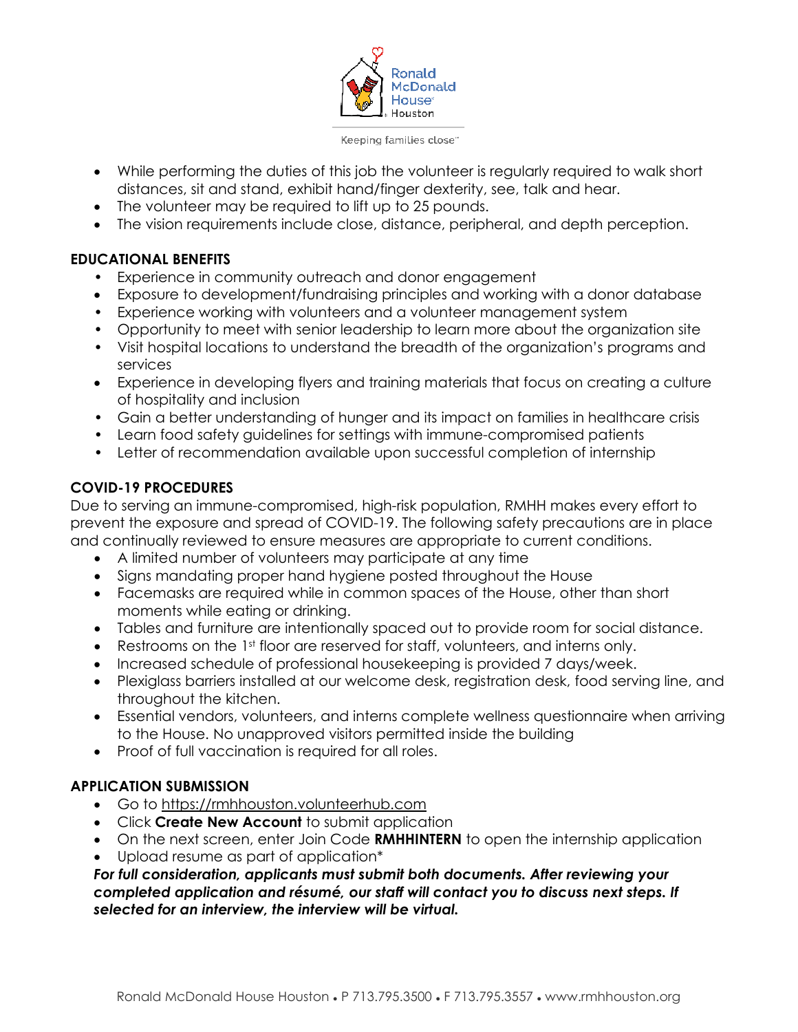- While performing the duties of this job the volunteer is regularly required to walk short distances, sit and stand, exhibit hand/finger dexterity, see, talk and hear.
- The volunteer may be required to lift up to 25 pounds.
- The vision requirements include close, distance, peripheral, and depth perception.

**EDUCATIONAL BENEFITS**

- Experience in community outreach and donor engagement
- Exposure to development/fundraising principles and working with a donor database
- Experience working with volunteers and a volunteer management system
- Opportunity to meet with senior leadership to learn more about the organization site
- Visit hospital locations to understand the breadth of the organization's programs and services
- Experience in developing flyers and training materials that focus on creating a culture of hospitality and inclusion
- Gain a better understanding of hunger and its impact on families in healthcare crisis
- Learn food safety guidelines for settings with immune-compromised patients
- Letter of recommendation available upon successful completion of internship

**COVID-19 PROCEDURES**

Due to serving an immune-compromised, high-risk population, RMHH makes every effort to prevent the exposure and spread of COVID-19. The following safety precautions are in place and continually reviewed to ensure measures are appropriate to current conditions.

- A limited number of volunteers may participate at any time
- Signs mandating proper hand hygiene posted throughout the House
- Facemasks are required while in common spaces of the House, other than short moments while eating or drinking.
- Tables and furniture are intentionally spaced out to provide room for social distance.
- Restrooms on the 1st floor are reserved for staff, volunteers, and interns only.
- Increased schedule of professional housekeeping is provided 7 days/week.
- Plexiglass barriers installed at our welcome desk, registration desk, food serving line, and throughout the kitchen.
- Essential vendors, volunteers, and interns complete wellness questionnaire when arriving to the House. No unapproved visitors permitted inside the building
- Proof of full vaccination is required for all roles.

**APPLICATION SUBMISSION**

- Go to https://rmhhouston.volunteerhub.com
- Click **Create New Account** to submit application
- On the next screen, enter Join Code **RMHHINTERN** to open the internship application
- Upload resume as part of application*

***For full consideration, applicants must submit both documents. After reviewing your completed application and résumé, our staff will contact you to discuss next steps. If selected for an interview, the interview will be virtual.***